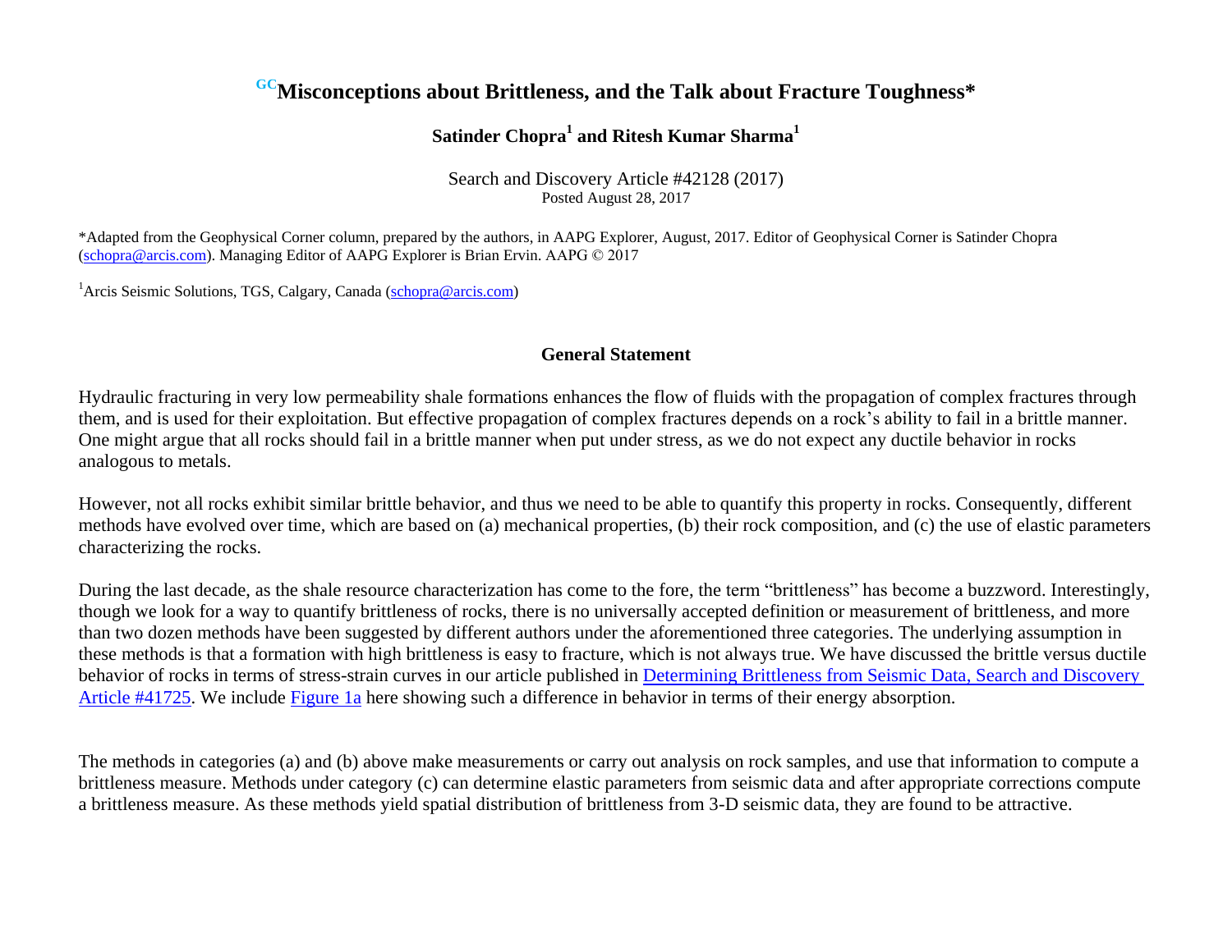# [GC]Misconceptions about Brittleness, and the Talk about Fracture Toughness*

**Satinder Chopra[1] and Ritesh Kumar Sharma[1]**

Search and Discovery Article #42128 (2017)
Posted August 28, 2017

*Adapted from the Geophysical Corner column, prepared by the authors, in AAPG Explorer, August, 2017. Editor of Geophysical Corner is Satinder Chopra (schopra@arcis.com). Managing Editor of AAPG Explorer is Brian Ervin. AAPG © 2017

[1]Arcis Seismic Solutions, TGS, Calgary, Canada (schopra@arcis.com)

## General Statement

Hydraulic fracturing in very low permeability shale formations enhances the flow of fluids with the propagation of complex fractures through them, and is used for their exploitation. But effective propagation of complex fractures depends on a rock's ability to fail in a brittle manner. One might argue that all rocks should fail in a brittle manner when put under stress, as we do not expect any ductile behavior in rocks analogous to metals.

However, not all rocks exhibit similar brittle behavior, and thus we need to be able to quantify this property in rocks. Consequently, different methods have evolved over time, which are based on (a) mechanical properties, (b) their rock composition, and (c) the use of elastic parameters characterizing the rocks.

During the last decade, as the shale resource characterization has come to the fore, the term "brittleness" has become a buzzword. Interestingly, though we look for a way to quantify brittleness of rocks, there is no universally accepted definition or measurement of brittleness, and more than two dozen methods have been suggested by different authors under the aforementioned three categories. The underlying assumption in these methods is that a formation with high brittleness is easy to fracture, which is not always true. We have discussed the brittle versus ductile behavior of rocks in terms of stress-strain curves in our article published in Determining Brittleness from Seismic Data, Search and Discovery Article #41725. We include Figure 1a here showing such a difference in behavior in terms of their energy absorption.

The methods in categories (a) and (b) above make measurements or carry out analysis on rock samples, and use that information to compute a brittleness measure. Methods under category (c) can determine elastic parameters from seismic data and after appropriate corrections compute a brittleness measure. As these methods yield spatial distribution of brittleness from 3-D seismic data, they are found to be attractive.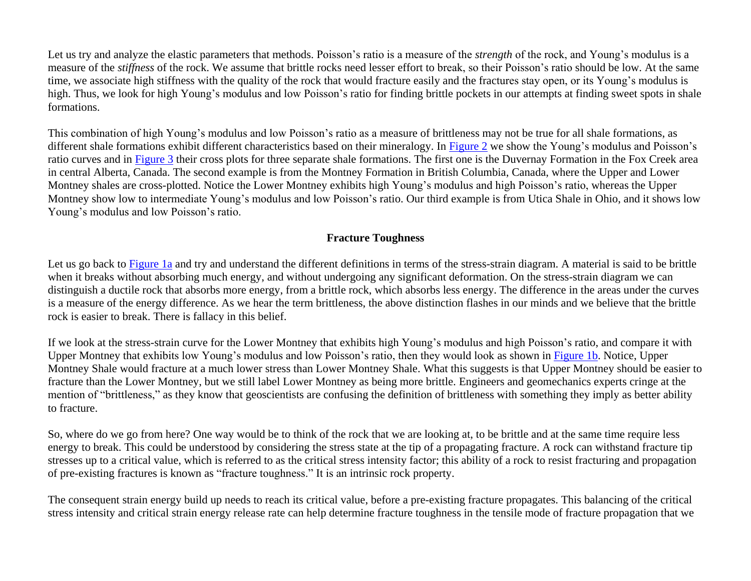Let us try and analyze the elastic parameters that methods. Poisson's ratio is a measure of the *strength* of the rock, and Young's modulus is a measure of the *stiffness* of the rock. We assume that brittle rocks need lesser effort to break, so their Poisson's ratio should be low. At the same time, we associate high stiffness with the quality of the rock that would fracture easily and the fractures stay open, or its Young's modulus is high. Thus, we look for high Young's modulus and low Poisson's ratio for finding brittle pockets in our attempts at finding sweet spots in shale formations.

This combination of high Young's modulus and low Poisson's ratio as a measure of brittleness may not be true for all shale formations, as different shale formations exhibit different characteristics based on their mineralogy. In Figure 2 we show the Young's modulus and Poisson's ratio curves and in Figure 3 their cross plots for three separate shale formations. The first one is the Duvernay Formation in the Fox Creek area in central Alberta, Canada. The second example is from the Montney Formation in British Columbia, Canada, where the Upper and Lower Montney shales are cross-plotted. Notice the Lower Montney exhibits high Young's modulus and high Poisson's ratio, whereas the Upper Montney show low to intermediate Young's modulus and low Poisson's ratio. Our third example is from Utica Shale in Ohio, and it shows low Young's modulus and low Poisson's ratio.

## Fracture Toughness

Let us go back to Figure 1a and try and understand the different definitions in terms of the stress-strain diagram. A material is said to be brittle when it breaks without absorbing much energy, and without undergoing any significant deformation. On the stress-strain diagram we can distinguish a ductile rock that absorbs more energy, from a brittle rock, which absorbs less energy. The difference in the areas under the curves is a measure of the energy difference. As we hear the term brittleness, the above distinction flashes in our minds and we believe that the brittle rock is easier to break. There is fallacy in this belief.

If we look at the stress-strain curve for the Lower Montney that exhibits high Young's modulus and high Poisson's ratio, and compare it with Upper Montney that exhibits low Young's modulus and low Poisson's ratio, then they would look as shown in Figure 1b. Notice, Upper Montney Shale would fracture at a much lower stress than Lower Montney Shale. What this suggests is that Upper Montney should be easier to fracture than the Lower Montney, but we still label Lower Montney as being more brittle. Engineers and geomechanics experts cringe at the mention of "brittleness," as they know that geoscientists are confusing the definition of brittleness with something they imply as better ability to fracture.

So, where do we go from here? One way would be to think of the rock that we are looking at, to be brittle and at the same time require less energy to break. This could be understood by considering the stress state at the tip of a propagating fracture. A rock can withstand fracture tip stresses up to a critical value, which is referred to as the critical stress intensity factor; this ability of a rock to resist fracturing and propagation of pre-existing fractures is known as "fracture toughness." It is an intrinsic rock property.

The consequent strain energy build up needs to reach its critical value, before a pre-existing fracture propagates. This balancing of the critical stress intensity and critical strain energy release rate can help determine fracture toughness in the tensile mode of fracture propagation that we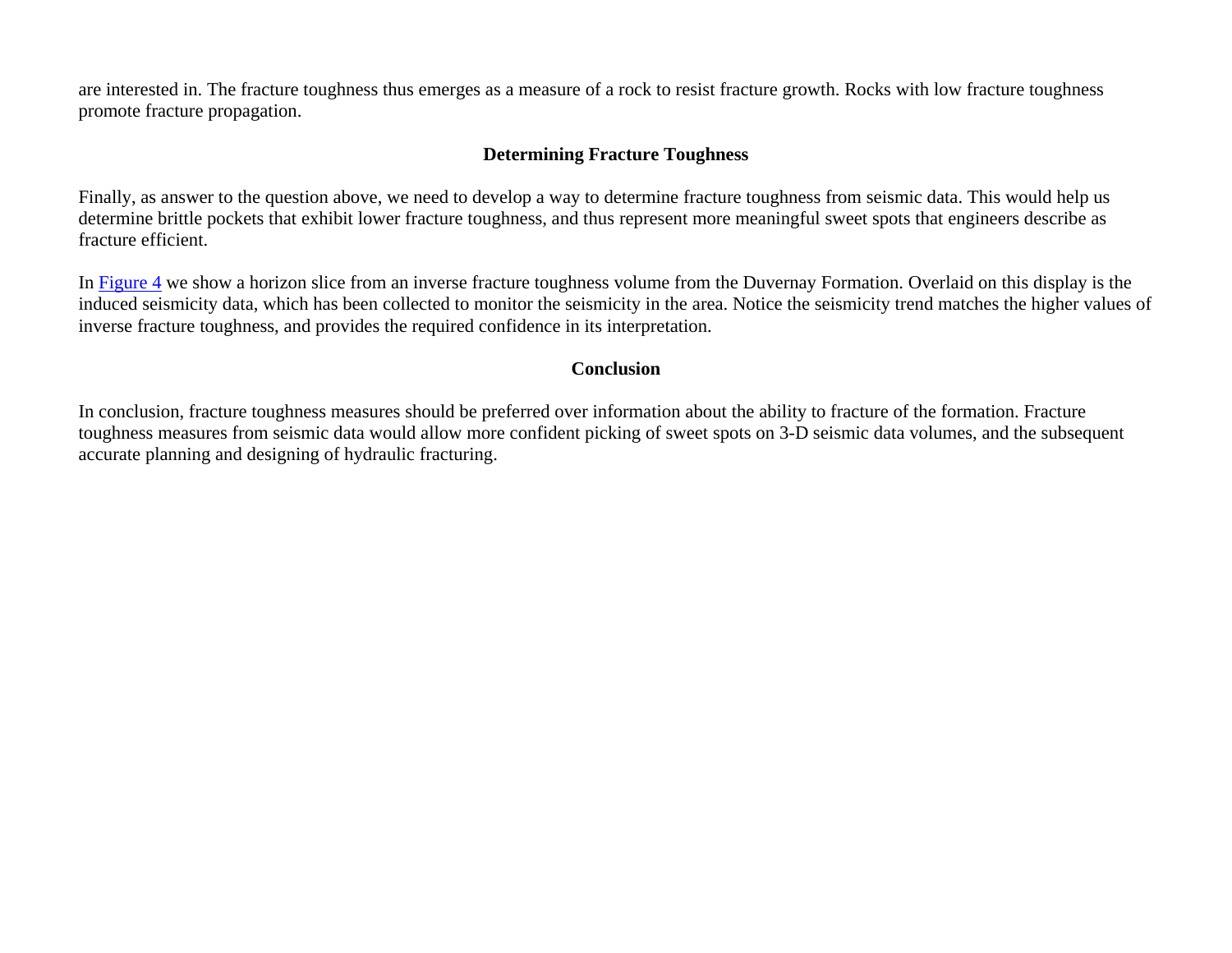are interested in. The fracture toughness thus emerges as a measure of a rock to resist fracture growth. Rocks with low fracture toughness promote fracture propagation.

## Determining Fracture Toughness

Finally, as answer to the question above, we need to develop a way to determine fracture toughness from seismic data. This would help us determine brittle pockets that exhibit lower fracture toughness, and thus represent more meaningful sweet spots that engineers describe as fracture efficient.

In Figure 4 we show a horizon slice from an inverse fracture toughness volume from the Duvernay Formation. Overlaid on this display is the induced seismicity data, which has been collected to monitor the seismicity in the area. Notice the seismicity trend matches the higher values of inverse fracture toughness, and provides the required confidence in its interpretation.

## Conclusion

In conclusion, fracture toughness measures should be preferred over information about the ability to fracture of the formation. Fracture toughness measures from seismic data would allow more confident picking of sweet spots on 3-D seismic data volumes, and the subsequent accurate planning and designing of hydraulic fracturing.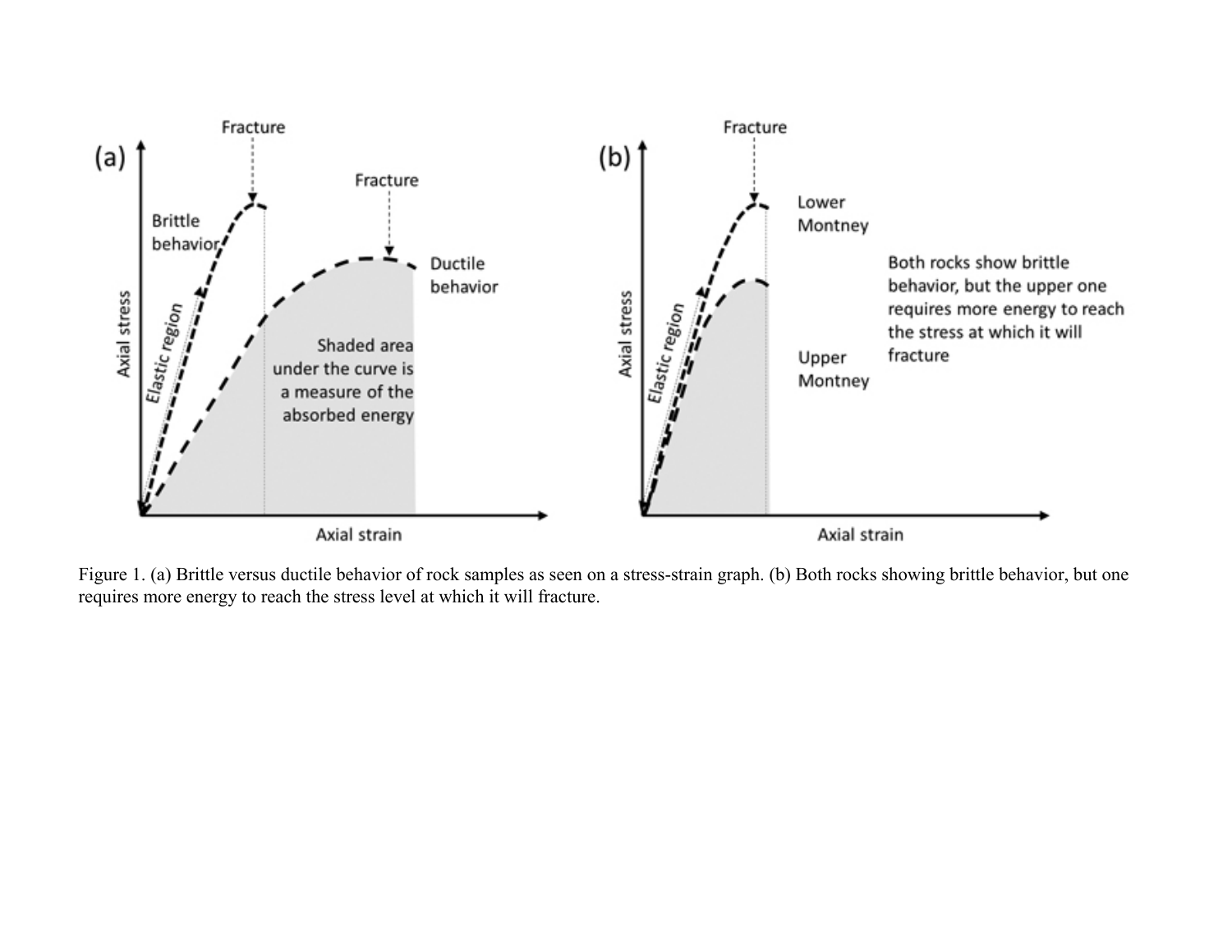Figure 1. (a) Brittle versus ductile behavior of rock samples as seen on a stress-strain graph. (b) Both rocks showing brittle behavior, but one requires more energy to reach the stress level at which it will fracture.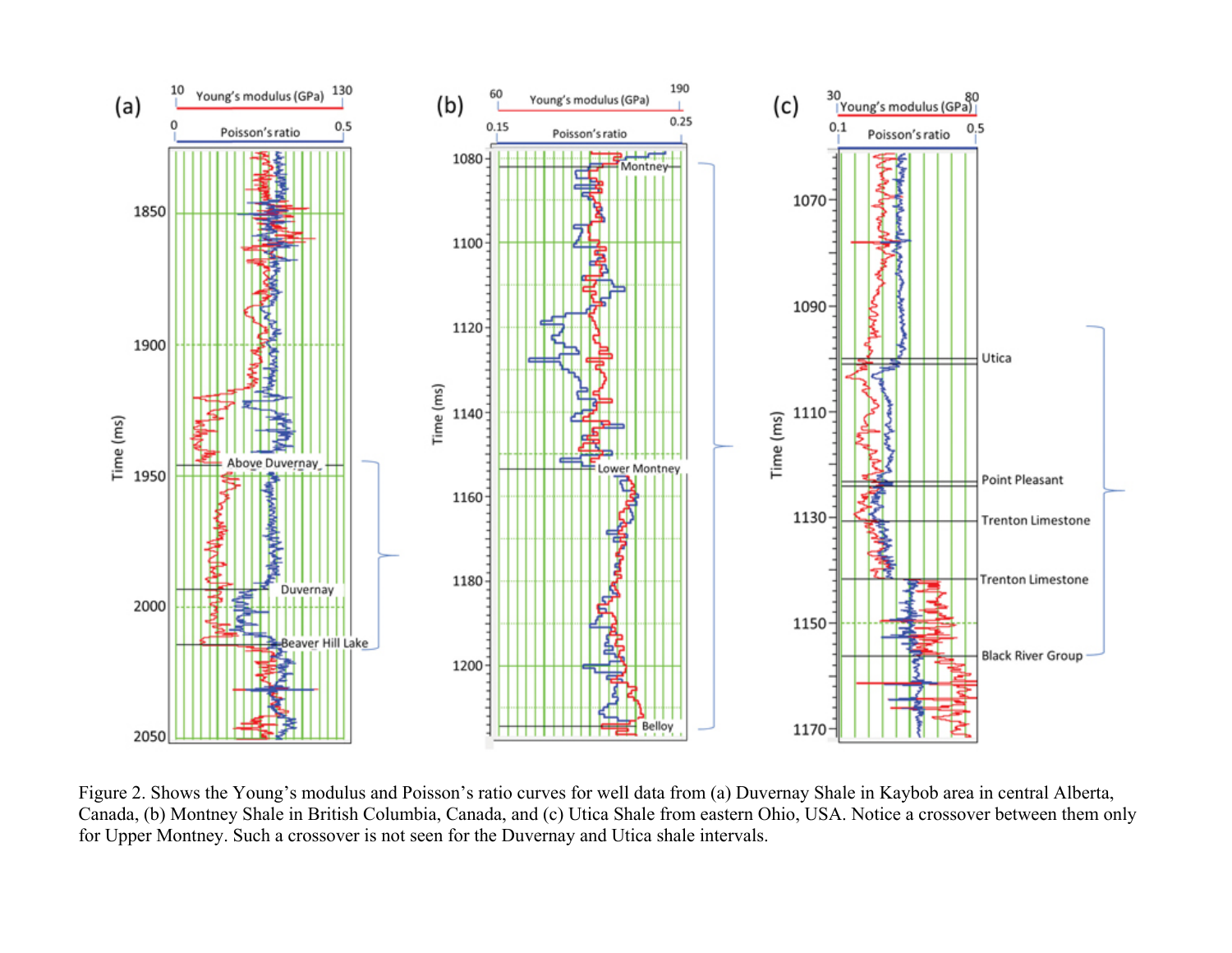Figure 2. Shows the Young's modulus and Poisson's ratio curves for well data from (a) Duvernay Shale in Kaybob area in central Alberta, Canada, (b) Montney Shale in British Columbia, Canada, and (c) Utica Shale from eastern Ohio, USA. Notice a crossover between them only for Upper Montney. Such a crossover is not seen for the Duvernay and Utica shale intervals.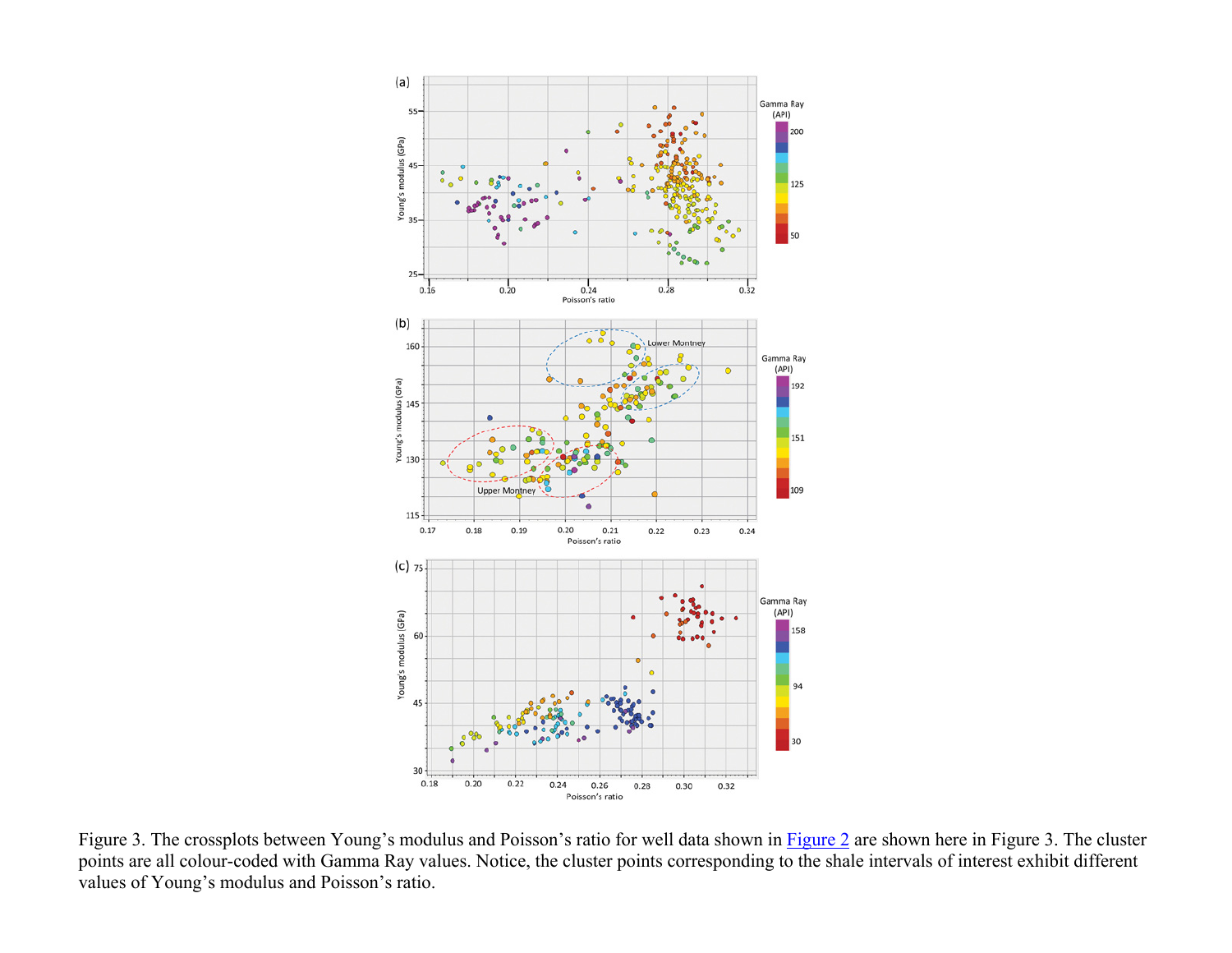Figure 3. The crossplots between Young's modulus and Poisson's ratio for well data shown in Figure 2 are shown here in Figure 3. The cluster points are all colour-coded with Gamma Ray values. Notice, the cluster points corresponding to the shale intervals of interest exhibit different values of Young's modulus and Poisson's ratio.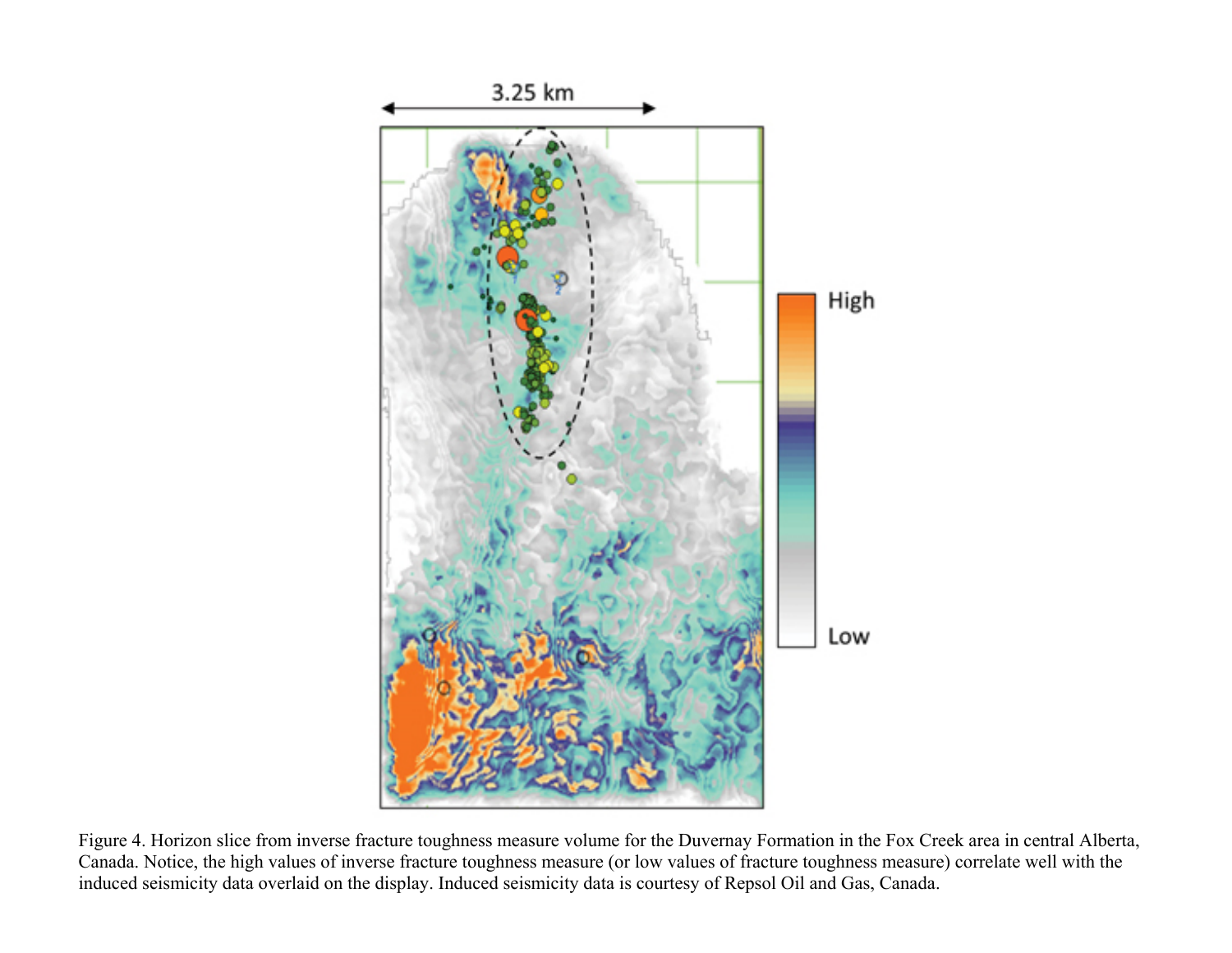3.25 km

High

Low

Figure 4. Horizon slice from inverse fracture toughness measure volume for the Duvernay Formation in the Fox Creek area in central Alberta, Canada. Notice, the high values of inverse fracture toughness measure (or low values of fracture toughness measure) correlate well with the induced seismicity data overlaid on the display. Induced seismicity data is courtesy of Repsol Oil and Gas, Canada.